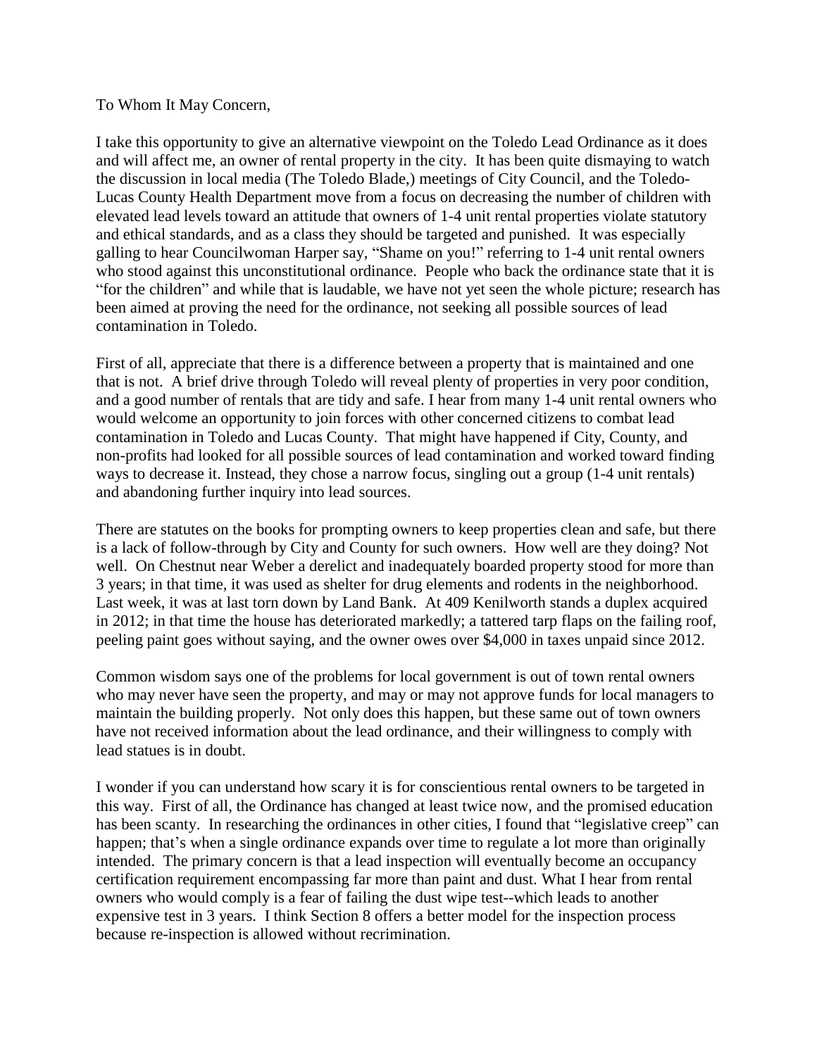To Whom It May Concern,

I take this opportunity to give an alternative viewpoint on the Toledo Lead Ordinance as it does and will affect me, an owner of rental property in the city. It has been quite dismaying to watch the discussion in local media (The Toledo Blade,) meetings of City Council, and the Toledo-Lucas County Health Department move from a focus on decreasing the number of children with elevated lead levels toward an attitude that owners of 1-4 unit rental properties violate statutory and ethical standards, and as a class they should be targeted and punished. It was especially galling to hear Councilwoman Harper say, "Shame on you!" referring to 1-4 unit rental owners who stood against this unconstitutional ordinance. People who back the ordinance state that it is "for the children" and while that is laudable, we have not yet seen the whole picture; research has been aimed at proving the need for the ordinance, not seeking all possible sources of lead contamination in Toledo.

First of all, appreciate that there is a difference between a property that is maintained and one that is not. A brief drive through Toledo will reveal plenty of properties in very poor condition, and a good number of rentals that are tidy and safe. I hear from many 1-4 unit rental owners who would welcome an opportunity to join forces with other concerned citizens to combat lead contamination in Toledo and Lucas County. That might have happened if City, County, and non-profits had looked for all possible sources of lead contamination and worked toward finding ways to decrease it. Instead, they chose a narrow focus, singling out a group (1-4 unit rentals) and abandoning further inquiry into lead sources.

There are statutes on the books for prompting owners to keep properties clean and safe, but there is a lack of follow-through by City and County for such owners. How well are they doing? Not well. On Chestnut near Weber a derelict and inadequately boarded property stood for more than 3 years; in that time, it was used as shelter for drug elements and rodents in the neighborhood. Last week, it was at last torn down by Land Bank. At 409 Kenilworth stands a duplex acquired in 2012; in that time the house has deteriorated markedly; a tattered tarp flaps on the failing roof, peeling paint goes without saying, and the owner owes over $4,000 in taxes unpaid since 2012.

Common wisdom says one of the problems for local government is out of town rental owners who may never have seen the property, and may or may not approve funds for local managers to maintain the building properly. Not only does this happen, but these same out of town owners have not received information about the lead ordinance, and their willingness to comply with lead statues is in doubt.

I wonder if you can understand how scary it is for conscientious rental owners to be targeted in this way. First of all, the Ordinance has changed at least twice now, and the promised education has been scanty. In researching the ordinances in other cities, I found that "legislative creep" can happen; that's when a single ordinance expands over time to regulate a lot more than originally intended. The primary concern is that a lead inspection will eventually become an occupancy certification requirement encompassing far more than paint and dust. What I hear from rental owners who would comply is a fear of failing the dust wipe test--which leads to another expensive test in 3 years. I think Section 8 offers a better model for the inspection process because re-inspection is allowed without recrimination.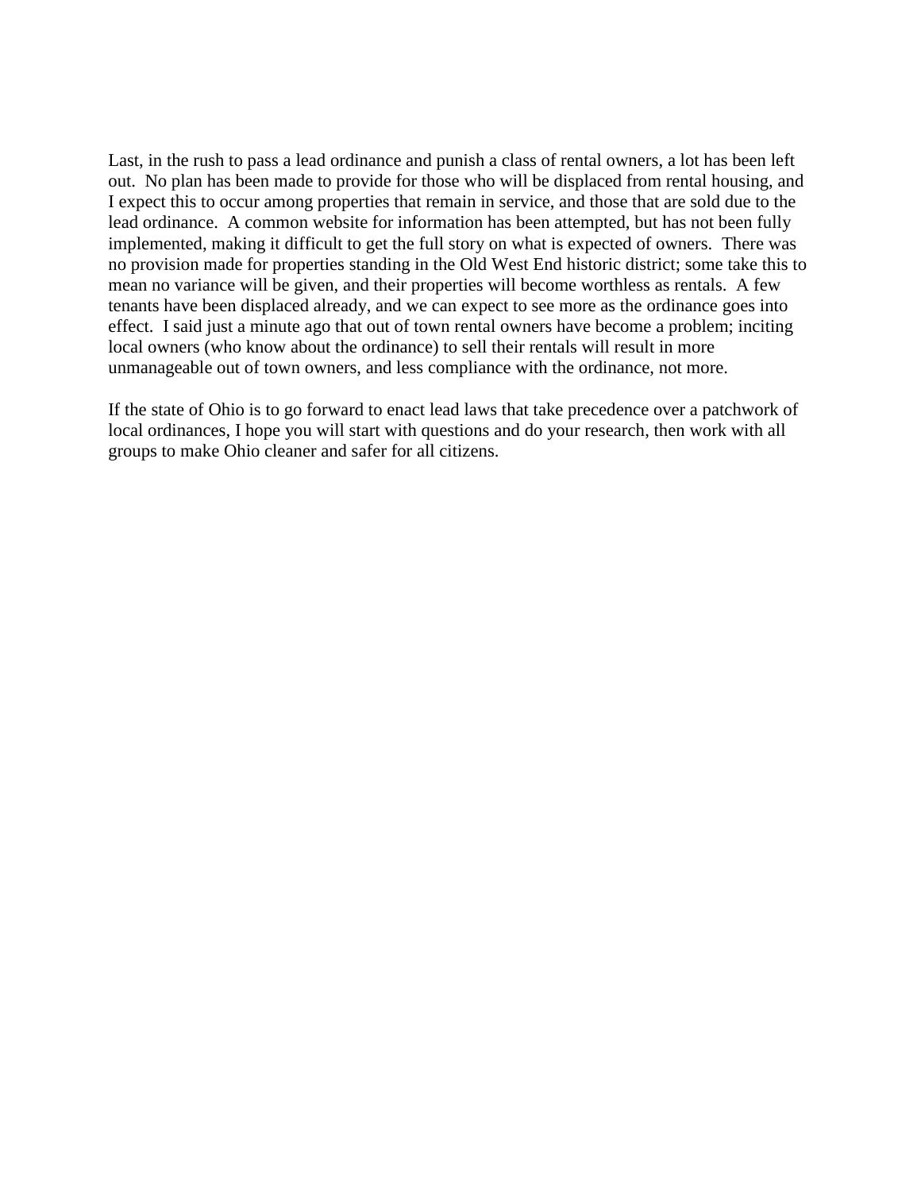Last, in the rush to pass a lead ordinance and punish a class of rental owners, a lot has been left out. No plan has been made to provide for those who will be displaced from rental housing, and I expect this to occur among properties that remain in service, and those that are sold due to the lead ordinance. A common website for information has been attempted, but has not been fully implemented, making it difficult to get the full story on what is expected of owners. There was no provision made for properties standing in the Old West End historic district; some take this to mean no variance will be given, and their properties will become worthless as rentals. A few tenants have been displaced already, and we can expect to see more as the ordinance goes into effect. I said just a minute ago that out of town rental owners have become a problem; inciting local owners (who know about the ordinance) to sell their rentals will result in more unmanageable out of town owners, and less compliance with the ordinance, not more.

If the state of Ohio is to go forward to enact lead laws that take precedence over a patchwork of local ordinances, I hope you will start with questions and do your research, then work with all groups to make Ohio cleaner and safer for all citizens.